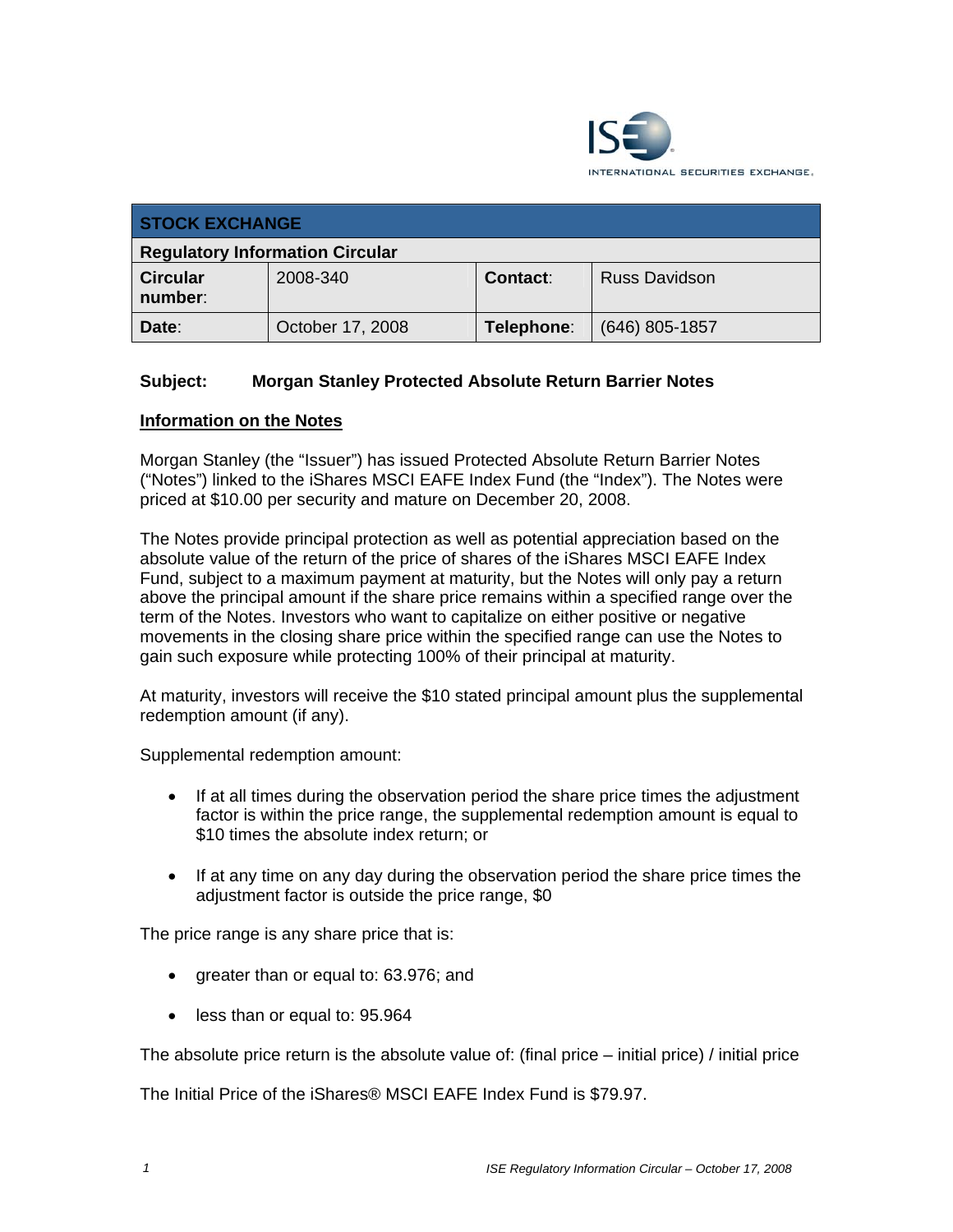ISE INTERNATIONAL SECURITIES EXCHANGE.

| STOCK EXCHANGE | | | |
|---|---|---|---|
| **Regulatory Information Circular** | | | |
| **Circular number:** | 2008-340 | **Contact:** | Russ Davidson |
| **Date:** | October 17, 2008 | **Telephone:** | (646) 805-1857 |

**Subject: Morgan Stanley Protected Absolute Return Barrier Notes**

## Information on the Notes

Morgan Stanley (the "Issuer") has issued Protected Absolute Return Barrier Notes ("Notes") linked to the iShares MSCI EAFE Index Fund (the "Index"). The Notes were priced at $10.00 per security and mature on December 20, 2008.

The Notes provide principal protection as well as potential appreciation based on the absolute value of the return of the price of shares of the iShares MSCI EAFE Index Fund, subject to a maximum payment at maturity, but the Notes will only pay a return above the principal amount if the share price remains within a specified range over the term of the Notes. Investors who want to capitalize on either positive or negative movements in the closing share price within the specified range can use the Notes to gain such exposure while protecting 100% of their principal at maturity.

At maturity, investors will receive the $10 stated principal amount plus the supplemental redemption amount (if any).

Supplemental redemption amount:

- If at all times during the observation period the share price times the adjustment factor is within the price range, the supplemental redemption amount is equal to $10 times the absolute index return; or
- If at any time on any day during the observation period the share price times the adjustment factor is outside the price range, $0

The price range is any share price that is:

- greater than or equal to: 63.976; and
- less than or equal to: 95.964

The absolute price return is the absolute value of: (final price – initial price) / initial price

The Initial Price of the iShares® MSCI EAFE Index Fund is $79.97.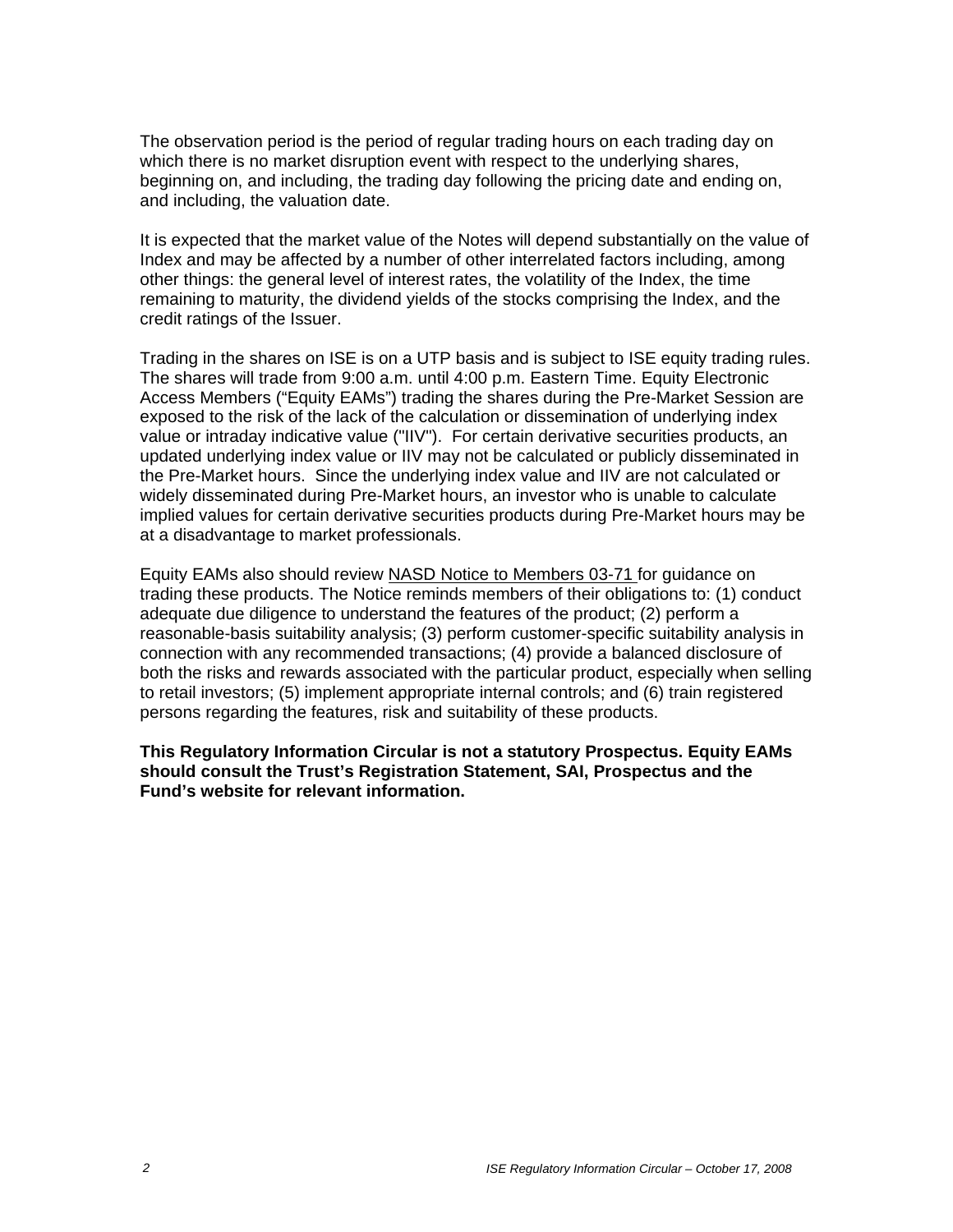The observation period is the period of regular trading hours on each trading day on which there is no market disruption event with respect to the underlying shares, beginning on, and including, the trading day following the pricing date and ending on, and including, the valuation date.

It is expected that the market value of the Notes will depend substantially on the value of Index and may be affected by a number of other interrelated factors including, among other things: the general level of interest rates, the volatility of the Index, the time remaining to maturity, the dividend yields of the stocks comprising the Index, and the credit ratings of the Issuer.

Trading in the shares on ISE is on a UTP basis and is subject to ISE equity trading rules. The shares will trade from 9:00 a.m. until 4:00 p.m. Eastern Time. Equity Electronic Access Members ("Equity EAMs") trading the shares during the Pre-Market Session are exposed to the risk of the lack of the calculation or dissemination of underlying index value or intraday indicative value ("IIV"). For certain derivative securities products, an updated underlying index value or IIV may not be calculated or publicly disseminated in the Pre-Market hours. Since the underlying index value and IIV are not calculated or widely disseminated during Pre-Market hours, an investor who is unable to calculate implied values for certain derivative securities products during Pre-Market hours may be at a disadvantage to market professionals.

Equity EAMs also should review NASD Notice to Members 03-71 for guidance on trading these products. The Notice reminds members of their obligations to: (1) conduct adequate due diligence to understand the features of the product; (2) perform a reasonable-basis suitability analysis; (3) perform customer-specific suitability analysis in connection with any recommended transactions; (4) provide a balanced disclosure of both the risks and rewards associated with the particular product, especially when selling to retail investors; (5) implement appropriate internal controls; and (6) train registered persons regarding the features, risk and suitability of these products.

**This Regulatory Information Circular is not a statutory Prospectus. Equity EAMs should consult the Trust's Registration Statement, SAI, Prospectus and the Fund's website for relevant information.**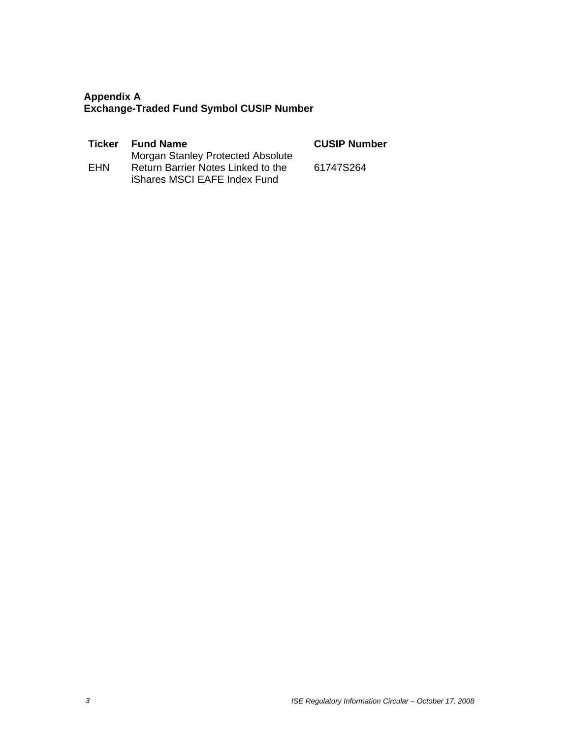**Appendix A**
**Exchange-Traded Fund Symbol CUSIP Number**

| Ticker | Fund Name | CUSIP Number |
|---|---|---|
| EHN | Morgan Stanley Protected Absolute Return Barrier Notes Linked to the iShares MSCI EAFE Index Fund | 61747S264 |